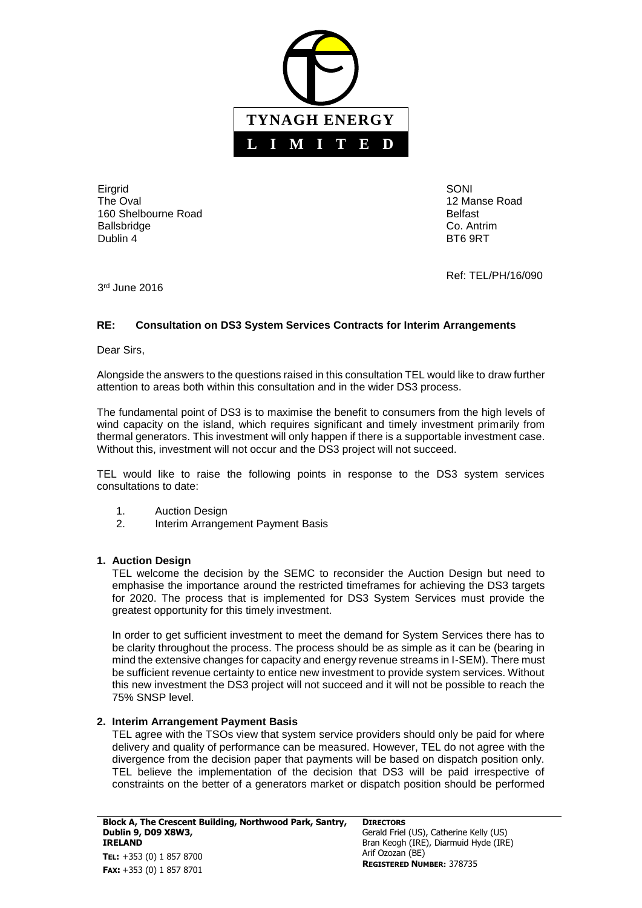**TYNAGH ENERGY**

**L I M I T E D**

Eirgrid
The Oval
160 Shelbourne Road
Ballsbridge
Dublin 4

SONI
12 Manse Road
Belfast
Co. Antrim
BT6 9RT

Ref: TEL/PH/16/090

3rd June 2016

**RE: Consultation on DS3 System Services Contracts for Interim Arrangements**

Dear Sirs,

Alongside the answers to the questions raised in this consultation TEL would like to draw further attention to areas both within this consultation and in the wider DS3 process.

The fundamental point of DS3 is to maximise the benefit to consumers from the high levels of wind capacity on the island, which requires significant and timely investment primarily from thermal generators. This investment will only happen if there is a supportable investment case. Without this, investment will not occur and the DS3 project will not succeed.

TEL would like to raise the following points in response to the DS3 system services consultations to date:

1. Auction Design
2. Interim Arrangement Payment Basis

## 1. Auction Design

TEL welcome the decision by the SEMC to reconsider the Auction Design but need to emphasise the importance around the restricted timeframes for achieving the DS3 targets for 2020. The process that is implemented for DS3 System Services must provide the greatest opportunity for this timely investment.

In order to get sufficient investment to meet the demand for System Services there has to be clarity throughout the process. The process should be as simple as it can be (bearing in mind the extensive changes for capacity and energy revenue streams in I-SEM). There must be sufficient revenue certainty to entice new investment to provide system services. Without this new investment the DS3 project will not succeed and it will not be possible to reach the 75% SNSP level.

## 2. Interim Arrangement Payment Basis

TEL agree with the TSOs view that system service providers should only be paid for where delivery and quality of performance can be measured. However, TEL do not agree with the divergence from the decision paper that payments will be based on dispatch position only. TEL believe the implementation of the decision that DS3 will be paid irrespective of constraints on the better of a generators market or dispatch position should be performed

**Block A, The Crescent Building, Northwood Park, Santry, Dublin 9, D09 X8W3, IRELAND**
**TEL:** +353 (0) 1 857 8700
**FAX:** +353 (0) 1 857 8701

**DIRECTORS**
Gerald Friel (US), Catherine Kelly (US)
Bran Keogh (IRE), Diarmuid Hyde (IRE)
Arif Ozozan (BE)
**REGISTERED NUMBER**: 378735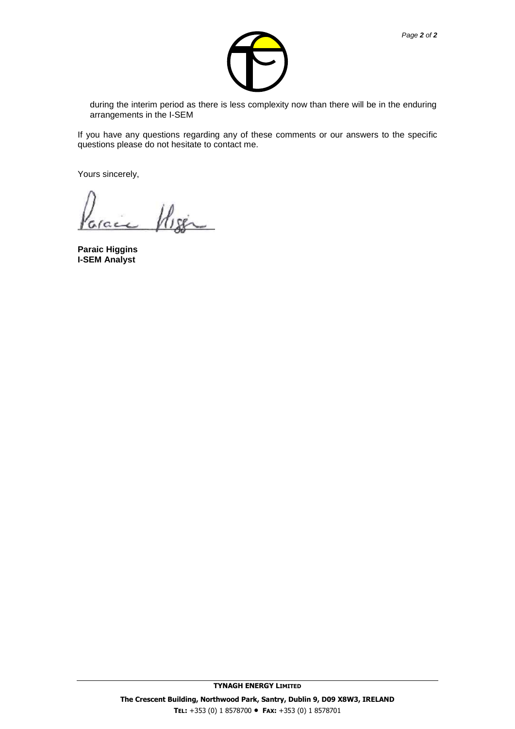during the interim period as there is less complexity now than there will be in the enduring arrangements in the I-SEM

If you have any questions regarding any of these comments or our answers to the specific questions please do not hesitate to contact me.

Yours sincerely,

**Paraic Higgins**
**I-SEM Analyst**

**TYNAGH ENERGY LIMITED**

**The Crescent Building, Northwood Park, Santry, Dublin 9, D09 X8W3, IRELAND**

**TEL:** +353 (0) 1 8578700 • **FAX:** +353 (0) 1 8578701